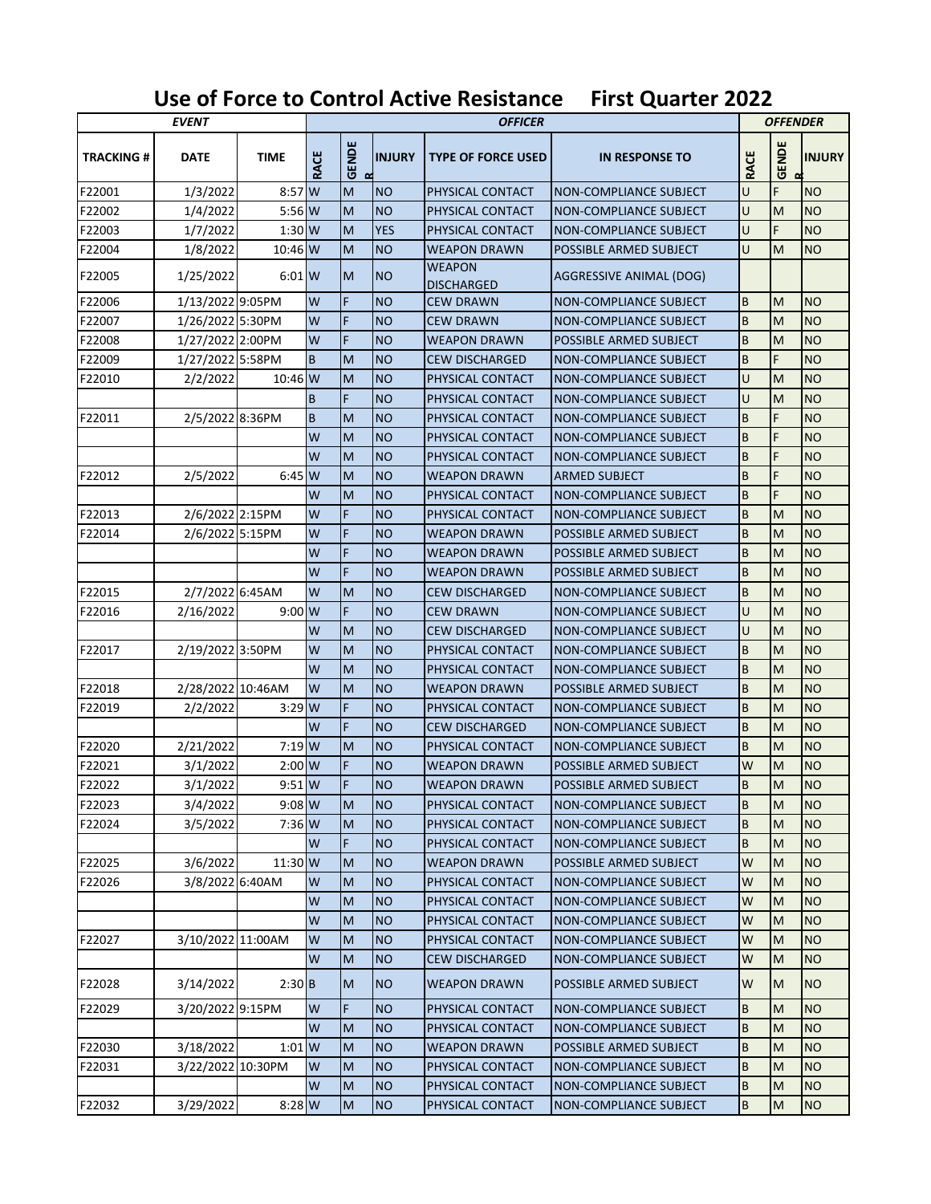# Use of Force to Control Active Resistance First Quarter 2022

| EVENT | | | OFFICER | | | | | OFFENDER | | |
|---|---|---|---|---|---|---|---|---|---|---|
| TRACKING # | DATE | TIME | RACE | GENDER | INJURY | TYPE OF FORCE USED | IN RESPONSE TO | RACE | GENDER | INJURY |
| F22001 | 1/3/2022 | 8:57 | W | M | NO | PHYSICAL CONTACT | NON-COMPLIANCE SUBJECT | U | F | NO |
| F22002 | 1/4/2022 | 5:56 | W | M | NO | PHYSICAL CONTACT | NON-COMPLIANCE SUBJECT | U | M | NO |
| F22003 | 1/7/2022 | 1:30 | W | M | YES | PHYSICAL CONTACT | NON-COMPLIANCE SUBJECT | U | F | NO |
| F22004 | 1/8/2022 | 10:46 | W | M | NO | WEAPON DRAWN | POSSIBLE ARMED SUBJECT | U | M | NO |
| F22005 | 1/25/2022 | 6:01 | W | M | NO | WEAPON DISCHARGED | AGGRESSIVE ANIMAL (DOG) | | | |
| F22006 | 1/13/2022 | 9:05PM | W | F | NO | CEW DRAWN | NON-COMPLIANCE SUBJECT | B | M | NO |
| F22007 | 1/26/2022 | 5:30PM | W | F | NO | CEW DRAWN | NON-COMPLIANCE SUBJECT | B | M | NO |
| F22008 | 1/27/2022 | 2:00PM | W | F | NO | WEAPON DRAWN | POSSIBLE ARMED SUBJECT | B | M | NO |
| F22009 | 1/27/2022 | 5:58PM | B | M | NO | CEW DISCHARGED | NON-COMPLIANCE SUBJECT | B | F | NO |
| F22010 | 2/2/2022 | 10:46 | W | M | NO | PHYSICAL CONTACT | NON-COMPLIANCE SUBJECT | U | M | NO |
| | | | B | F | NO | PHYSICAL CONTACT | NON-COMPLIANCE SUBJECT | U | M | NO |
| F22011 | 2/5/2022 | 8:36PM | B | M | NO | PHYSICAL CONTACT | NON-COMPLIANCE SUBJECT | B | F | NO |
| | | | W | M | NO | PHYSICAL CONTACT | NON-COMPLIANCE SUBJECT | B | F | NO |
| | | | W | M | NO | PHYSICAL CONTACT | NON-COMPLIANCE SUBJECT | B | F | NO |
| F22012 | 2/5/2022 | 6:45 | W | M | NO | WEAPON DRAWN | ARMED SUBJECT | B | F | NO |
| | | | W | M | NO | PHYSICAL CONTACT | NON-COMPLIANCE SUBJECT | B | F | NO |
| F22013 | 2/6/2022 | 2:15PM | W | F | NO | PHYSICAL CONTACT | NON-COMPLIANCE SUBJECT | B | M | NO |
| F22014 | 2/6/2022 | 5:15PM | W | F | NO | WEAPON DRAWN | POSSIBLE ARMED SUBJECT | B | M | NO |
| | | | W | F | NO | WEAPON DRAWN | POSSIBLE ARMED SUBJECT | B | M | NO |
| | | | W | F | NO | WEAPON DRAWN | POSSIBLE ARMED SUBJECT | B | M | NO |
| F22015 | 2/7/2022 | 6:45AM | W | M | NO | CEW DISCHARGED | NON-COMPLIANCE SUBJECT | B | M | NO |
| F22016 | 2/16/2022 | 9:00 | W | F | NO | CEW DRAWN | NON-COMPLIANCE SUBJECT | U | M | NO |
| | | | W | M | NO | CEW DISCHARGED | NON-COMPLIANCE SUBJECT | U | M | NO |
| F22017 | 2/19/2022 | 3:50PM | W | M | NO | PHYSICAL CONTACT | NON-COMPLIANCE SUBJECT | B | M | NO |
| | | | W | M | NO | PHYSICAL CONTACT | NON-COMPLIANCE SUBJECT | B | M | NO |
| F22018 | 2/28/2022 | 10:46AM | W | M | NO | WEAPON DRAWN | POSSIBLE ARMED SUBJECT | B | M | NO |
| F22019 | 2/2/2022 | 3:29 | W | F | NO | PHYSICAL CONTACT | NON-COMPLIANCE SUBJECT | B | M | NO |
| | | | W | F | NO | CEW DISCHARGED | NON-COMPLIANCE SUBJECT | B | M | NO |
| F22020 | 2/21/2022 | 7:19 | W | M | NO | PHYSICAL CONTACT | NON-COMPLIANCE SUBJECT | B | M | NO |
| F22021 | 3/1/2022 | 2:00 | W | F | NO | WEAPON DRAWN | POSSIBLE ARMED SUBJECT | W | M | NO |
| F22022 | 3/1/2022 | 9:51 | W | F | NO | WEAPON DRAWN | POSSIBLE ARMED SUBJECT | B | M | NO |
| F22023 | 3/4/2022 | 9:08 | W | M | NO | PHYSICAL CONTACT | NON-COMPLIANCE SUBJECT | B | M | NO |
| F22024 | 3/5/2022 | 7:36 | W | M | NO | PHYSICAL CONTACT | NON-COMPLIANCE SUBJECT | B | M | NO |
| | | | W | F | NO | PHYSICAL CONTACT | NON-COMPLIANCE SUBJECT | B | M | NO |
| F22025 | 3/6/2022 | 11:30 | W | M | NO | WEAPON DRAWN | POSSIBLE ARMED SUBJECT | W | M | NO |
| F22026 | 3/8/2022 | 6:40AM | W | M | NO | PHYSICAL CONTACT | NON-COMPLIANCE SUBJECT | W | M | NO |
| | | | W | M | NO | PHYSICAL CONTACT | NON-COMPLIANCE SUBJECT | W | M | NO |
| | | | W | M | NO | PHYSICAL CONTACT | NON-COMPLIANCE SUBJECT | W | M | NO |
| F22027 | 3/10/2022 | 11:00AM | W | M | NO | PHYSICAL CONTACT | NON-COMPLIANCE SUBJECT | W | M | NO |
| | | | W | M | NO | CEW DISCHARGED | NON-COMPLIANCE SUBJECT | W | M | NO |
| F22028 | 3/14/2022 | 2:30 | B | M | NO | WEAPON DRAWN | POSSIBLE ARMED SUBJECT | W | M | NO |
| F22029 | 3/20/2022 | 9:15PM | W | F | NO | PHYSICAL CONTACT | NON-COMPLIANCE SUBJECT | B | M | NO |
| | | | W | M | NO | PHYSICAL CONTACT | NON-COMPLIANCE SUBJECT | B | M | NO |
| F22030 | 3/18/2022 | 1:01 | W | M | NO | WEAPON DRAWN | POSSIBLE ARMED SUBJECT | B | M | NO |
| F22031 | 3/22/2022 | 10:30PM | W | M | NO | PHYSICAL CONTACT | NON-COMPLIANCE SUBJECT | B | M | NO |
| | | | W | M | NO | PHYSICAL CONTACT | NON-COMPLIANCE SUBJECT | B | M | NO |
| F22032 | 3/29/2022 | 8:28 | W | M | NO | PHYSICAL CONTACT | NON-COMPLIANCE SUBJECT | B | M | NO |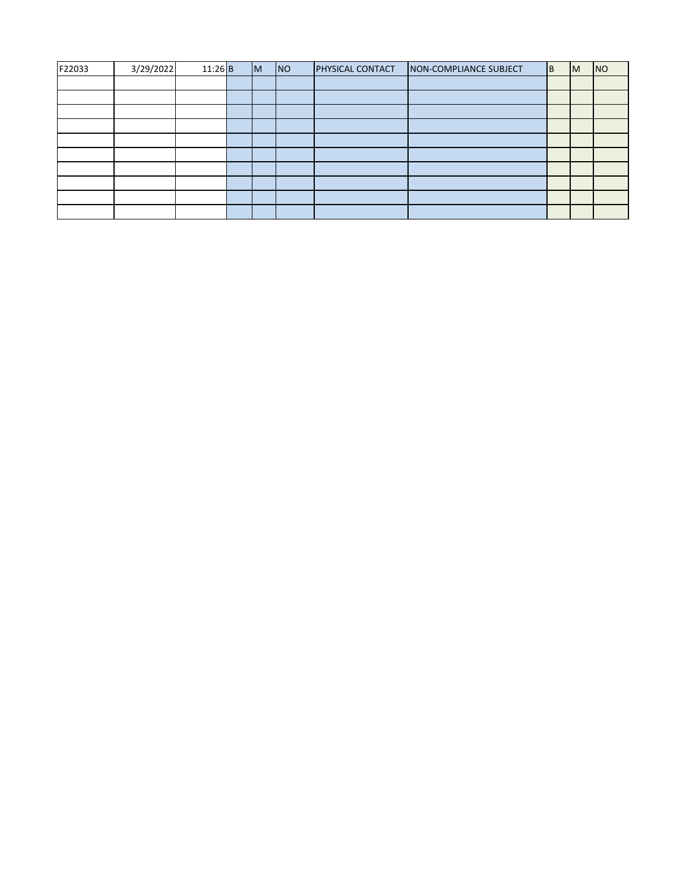| | | | | | | | | | | |
|---|---|---|---|---|---|---|---|---|---|---|
| F22033 | 3/29/2022 | 11:26 | B | M | NO | PHYSICAL CONTACT | NON-COMPLIANCE SUBJECT | B | M | NO |
| | | | | | | | | | | |
| | | | | | | | | | | |
| | | | | | | | | | | |
| | | | | | | | | | | |
| | | | | | | | | | | |
| | | | | | | | | | | |
| | | | | | | | | | | |
| | | | | | | | | | | |
| | | | | | | | | | | |
| | | | | | | | | | | |